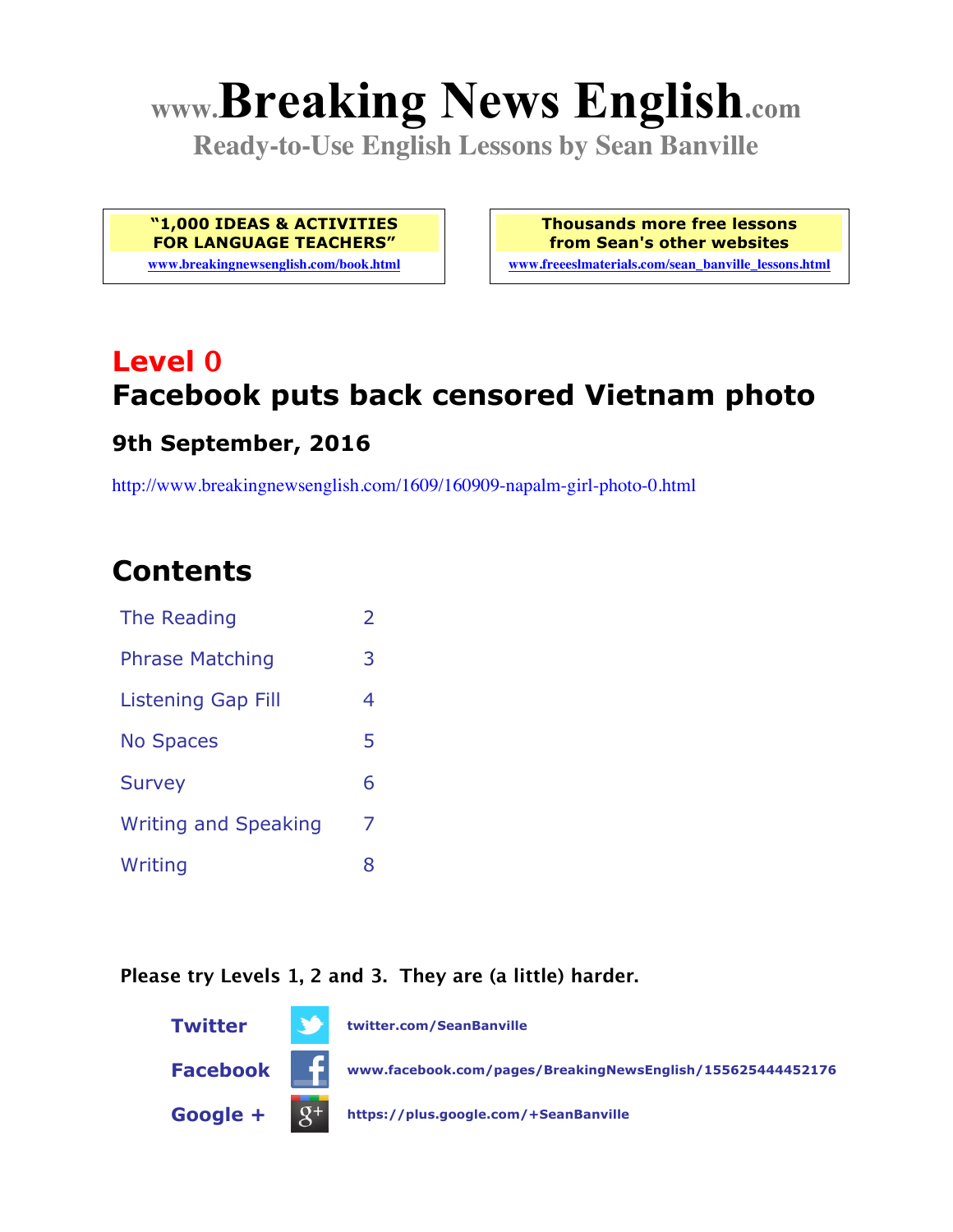# www.Breaking News English.com

**Ready-to-Use English Lessons by Sean Banville**

| "1,000 IDEAS & ACTIVITIES FOR LANGUAGE TEACHERS" | Thousands more free lessons from Sean's other websites |
|---|---|
| www.breakingnewsenglish.com/book.html | www.freeeslmaterials.com/sean_banville_lessons.html |

## Level 0
## Facebook puts back censored Vietnam photo

### 9th September, 2016

http://www.breakingnewsenglish.com/1609/160909-napalm-girl-photo-0.html

## Contents

| | |
|---|---|
| The Reading | 2 |
| Phrase Matching | 3 |
| Listening Gap Fill | 4 |
| No Spaces | 5 |
| Survey | 6 |
| Writing and Speaking | 7 |
| Writing | 8 |

**Please try Levels 1, 2 and 3. They are (a little) harder.**

**Twitter** twitter.com/SeanBanville

**Facebook** www.facebook.com/pages/BreakingNewsEnglish/155625444452176

**Google +** https://plus.google.com/+SeanBanville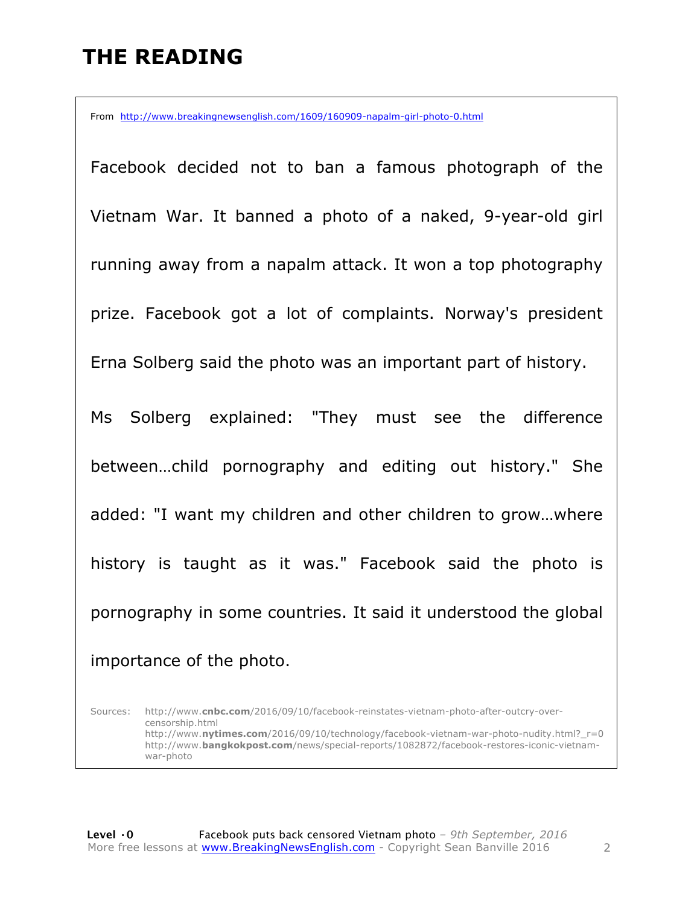# THE READING

From http://www.breakingnewsenglish.com/1609/160909-napalm-girl-photo-0.html

Facebook decided not to ban a famous photograph of the Vietnam War. It banned a photo of a naked, 9-year-old girl running away from a napalm attack. It won a top photography prize. Facebook got a lot of complaints. Norway's president Erna Solberg said the photo was an important part of history.

Ms Solberg explained: "They must see the difference between…child pornography and editing out history." She added: "I want my children and other children to grow…where history is taught as it was." Facebook said the photo is pornography in some countries. It said it understood the global importance of the photo.

Sources: http://www.**cnbc.com**/2016/09/10/facebook-reinstates-vietnam-photo-after-outcry-over-censorship.html
http://www.**nytimes.com**/2016/09/10/technology/facebook-vietnam-war-photo-nudity.html?_r=0
http://www.**bangkokpost.com**/news/special-reports/1082872/facebook-restores-iconic-vietnam-war-photo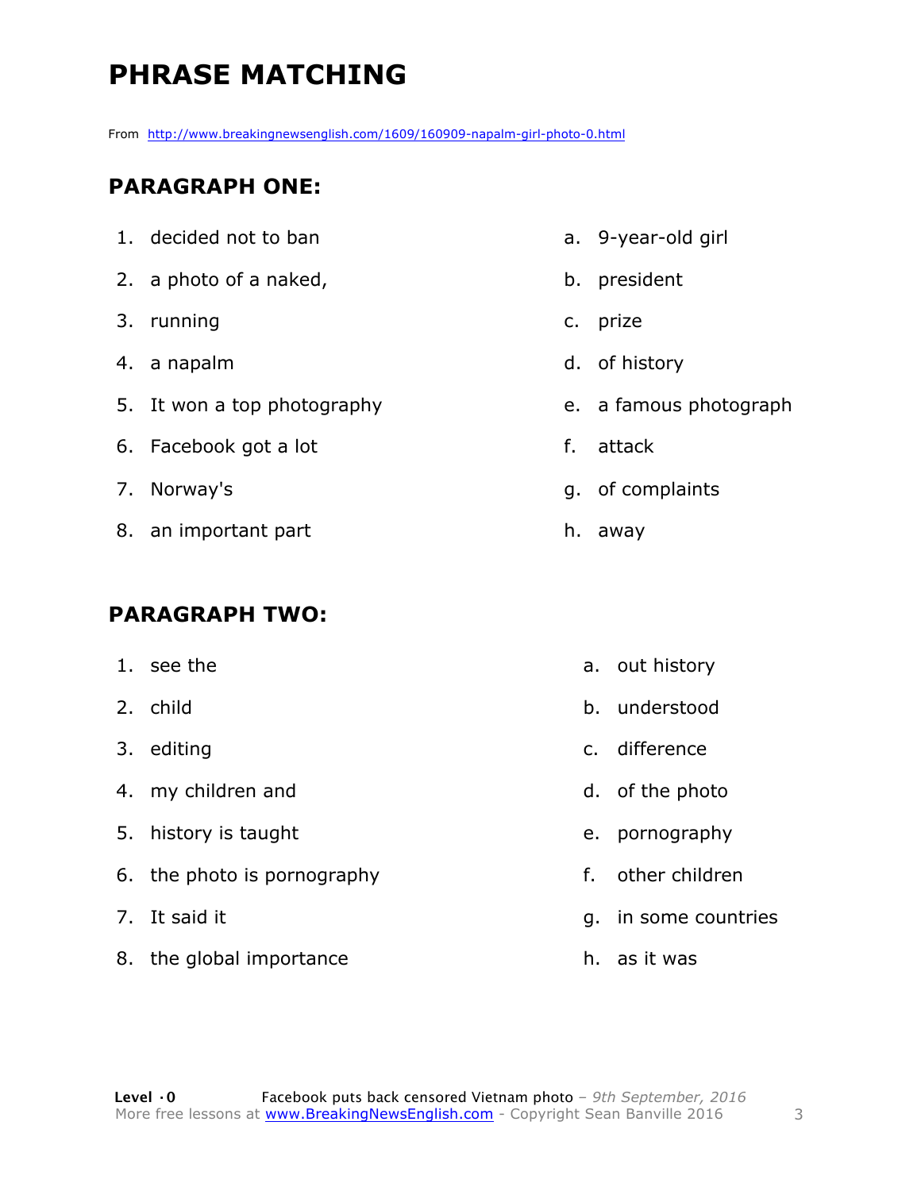# PHRASE MATCHING

From http://www.breakingnewsenglish.com/1609/160909-napalm-girl-photo-0.html

## PARAGRAPH ONE:

| | |
|---|---|
| 1. decided not to ban | a. 9-year-old girl |
| 2. a photo of a naked, | b. president |
| 3. running | c. prize |
| 4. a napalm | d. of history |
| 5. It won a top photography | e. a famous photograph |
| 6. Facebook got a lot | f. attack |
| 7. Norway's | g. of complaints |
| 8. an important part | h. away |

## PARAGRAPH TWO:

| | |
|---|---|
| 1. see the | a. out history |
| 2. child | b. understood |
| 3. editing | c. difference |
| 4. my children and | d. of the photo |
| 5. history is taught | e. pornography |
| 6. the photo is pornography | f. other children |
| 7. It said it | g. in some countries |
| 8. the global importance | h. as it was |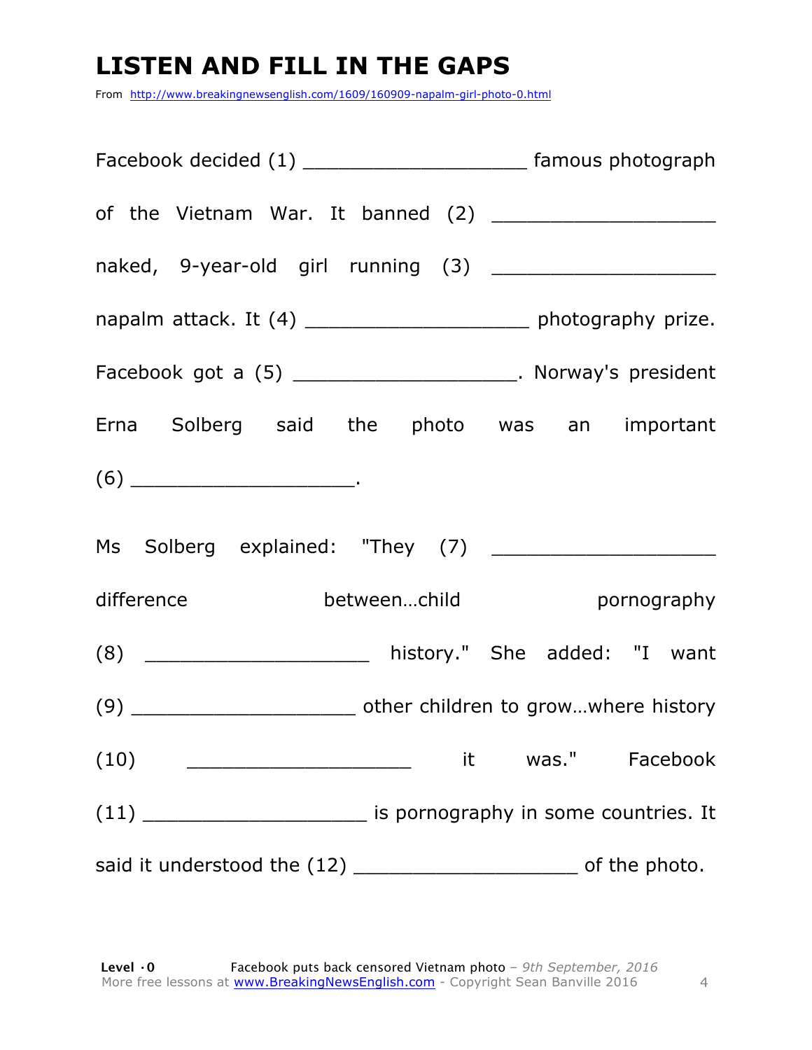# LISTEN AND FILL IN THE GAPS

From http://www.breakingnewsenglish.com/1609/160909-napalm-girl-photo-0.html

Facebook decided (1) ___________________ famous photograph of the Vietnam War. It banned (2) ___________________ naked, 9-year-old girl running (3) ___________________ napalm attack. It (4) ___________________ photography prize. Facebook got a (5) ___________________. Norway's president Erna Solberg said the photo was an important (6) ___________________.

Ms Solberg explained: "They (7) ___________________ difference between…child pornography (8) ___________________ history." She added: "I want (9) ___________________ other children to grow…where history (10) ___________________ it was." Facebook (11) ___________________ is pornography in some countries. It said it understood the (12) ___________________ of the photo.

**Level ·0** Facebook puts back censored Vietnam photo – *9th September, 2016*
More free lessons at www.BreakingNewsEnglish.com - Copyright Sean Banville 2016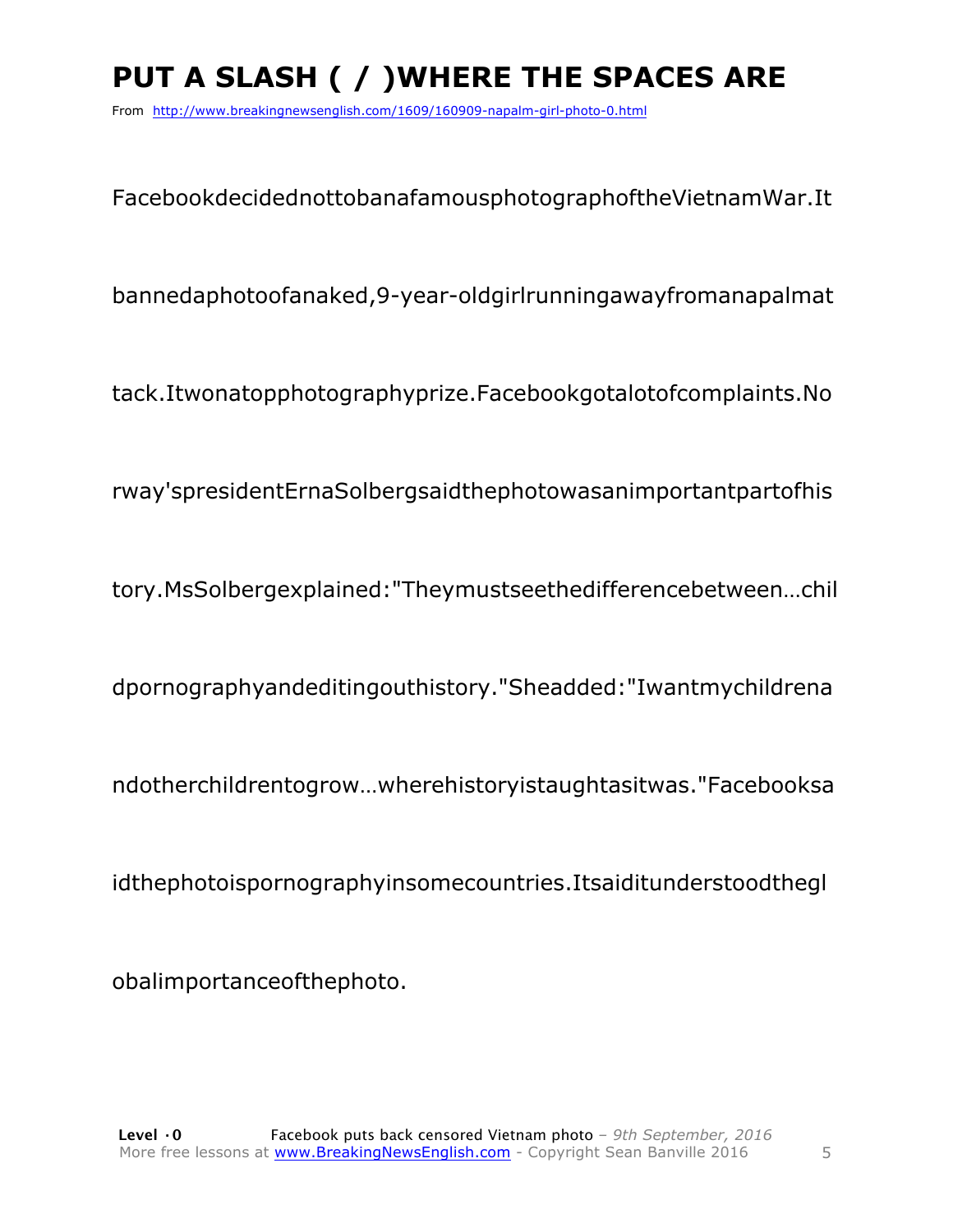# PUT A SLASH ( / )WHERE THE SPACES ARE

From http://www.breakingnewsenglish.com/1609/160909-napalm-girl-photo-0.html

FacebookdecidednottobanafamousphotographoftheVietnamWar.It

bannedaphotoofanaked,9-year-oldgirlrunningawayfromanapalmat

tack.Itwonatopphotographyprize.Facebookgotalotofcomplaints.No

rway'spresidentErnaSolbergsaidthephotowasanimportantpartofhis

tory.MsSolbergexplained:"Theymustseethedifferencebetween…chil

dpornographyandeditingouthistory."Sheadded:"Iwantmychildrena

ndotherchildrentogrow…wherehistoryistaughtasitwas."Facebooksa

idthephotoispornographyinsomecountries.Itsaiditunderstoodthegl

obalimportanceofthephoto.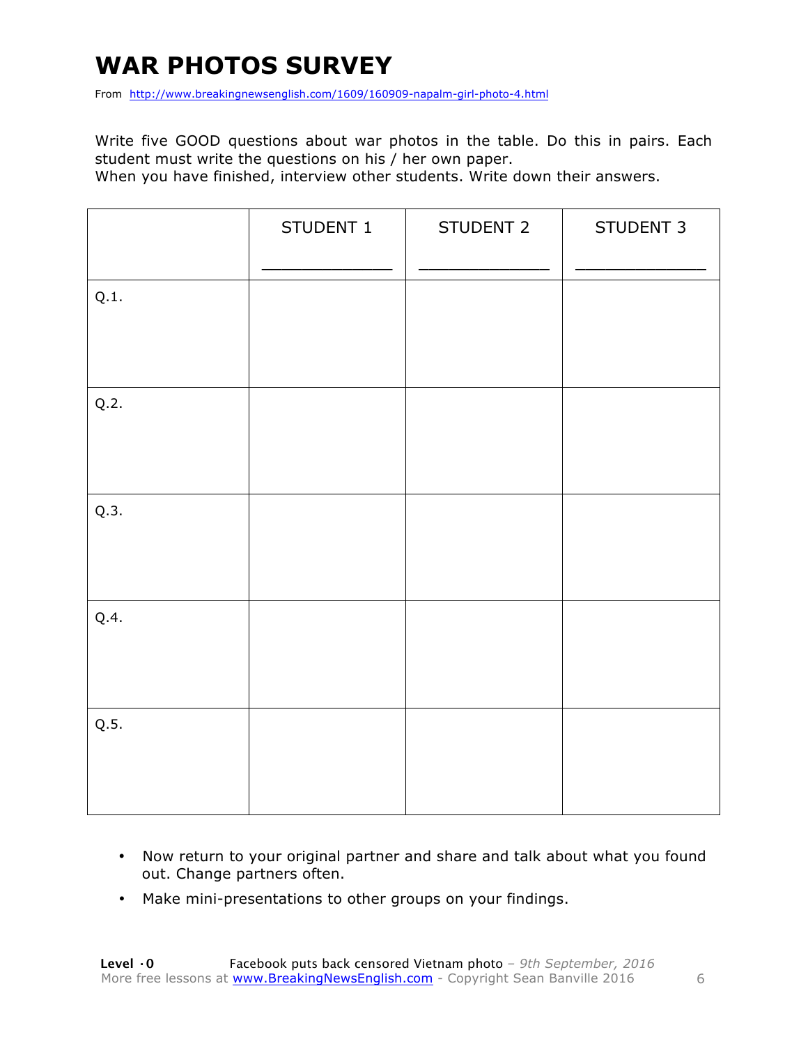# WAR PHOTOS SURVEY

From http://www.breakingnewsenglish.com/1609/160909-napalm-girl-photo-4.html

Write five GOOD questions about war photos in the table. Do this in pairs. Each student must write the questions on his / her own paper.
When you have finished, interview other students. Write down their answers.

| | STUDENT 1<br>_____________ | STUDENT 2<br>_____________ | STUDENT 3<br>_____________ |
|---|---|---|---|
| Q.1. | | | |
| Q.2. | | | |
| Q.3. | | | |
| Q.4. | | | |
| Q.5. | | | |

- Now return to your original partner and share and talk about what you found out. Change partners often.
- Make mini-presentations to other groups on your findings.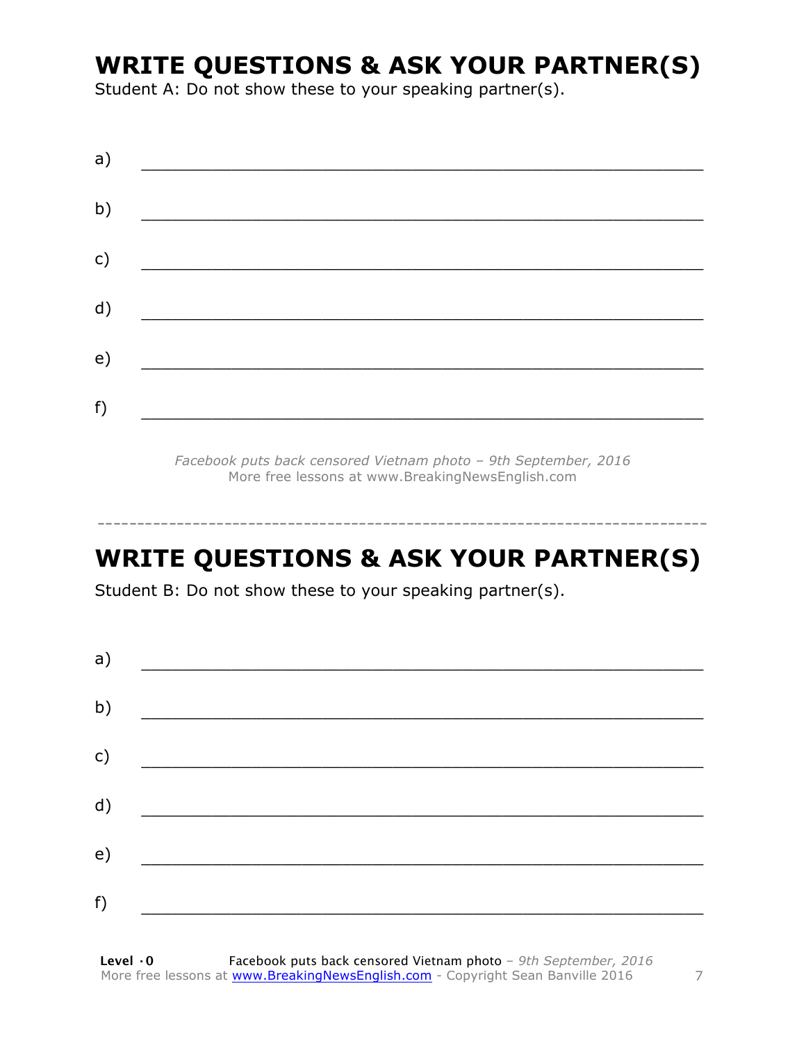## WRITE QUESTIONS & ASK YOUR PARTNER(S)

Student A: Do not show these to your speaking partner(s).

a) ________________________________________________

b) ________________________________________________

c) ________________________________________________

d) ________________________________________________

e) ________________________________________________

f) ________________________________________________

*Facebook puts back censored Vietnam photo – 9th September, 2016*
More free lessons at www.BreakingNewsEnglish.com

---

## WRITE QUESTIONS & ASK YOUR PARTNER(S)

Student B: Do not show these to your speaking partner(s).

a) ________________________________________________

b) ________________________________________________

c) ________________________________________________

d) ________________________________________________

e) ________________________________________________

f) ________________________________________________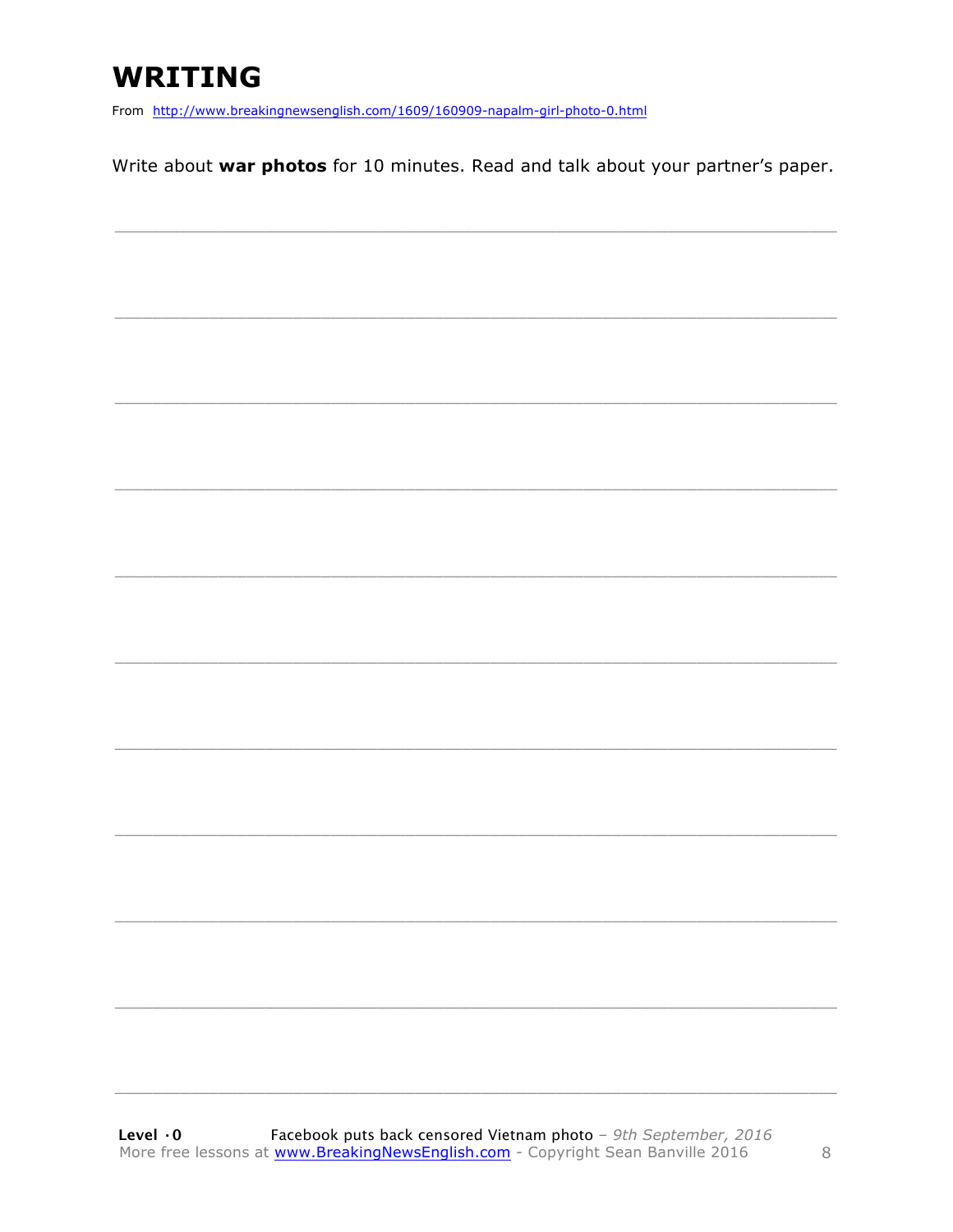# WRITING

From http://www.breakingnewsenglish.com/1609/160909-napalm-girl-photo-0.html

Write about **war photos** for 10 minutes. Read and talk about your partner's paper.